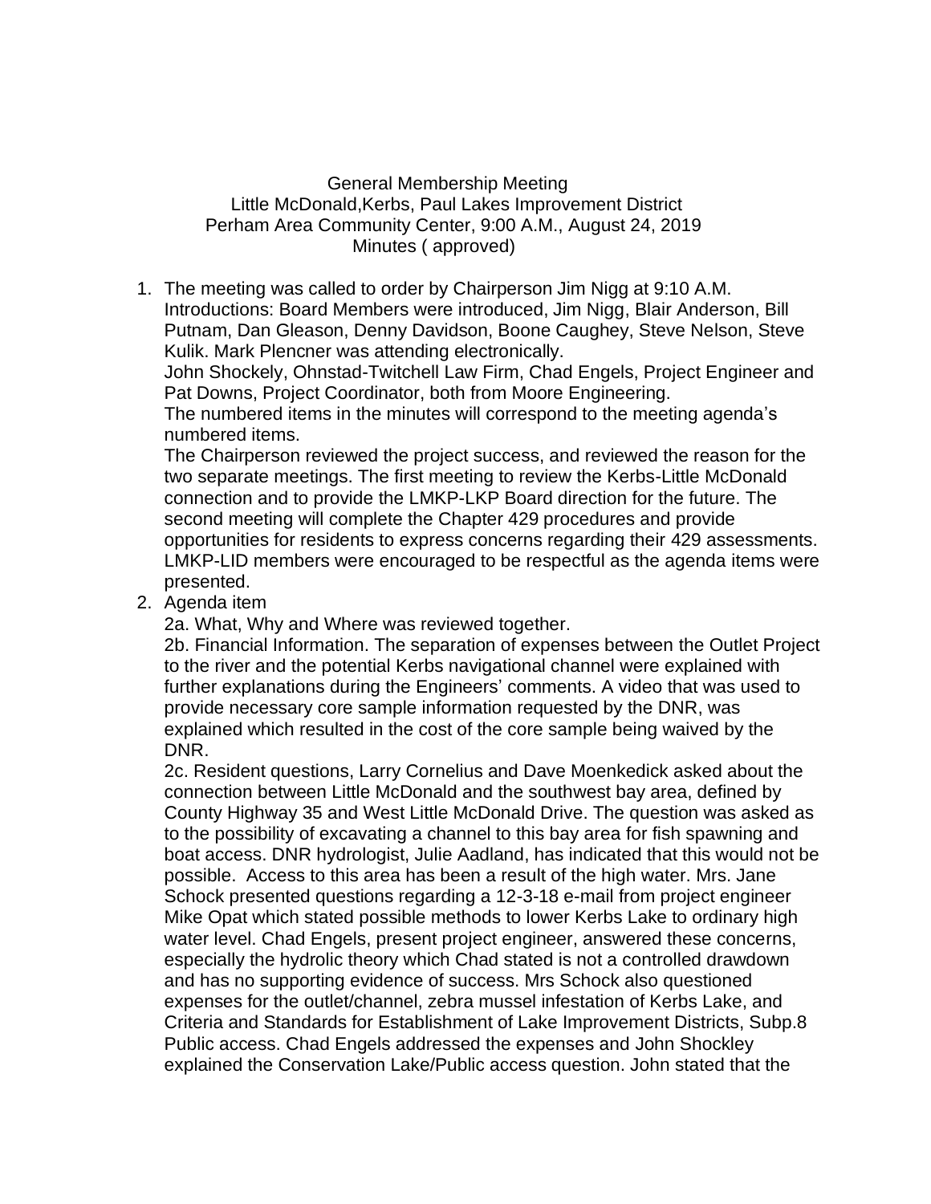General Membership Meeting
Little McDonald,Kerbs, Paul Lakes Improvement District
Perham Area Community Center, 9:00 A.M., August 24, 2019
Minutes ( approved)

1. The meeting was called to order by Chairperson Jim Nigg at 9:10 A.M.
   Introductions: Board Members were introduced, Jim Nigg, Blair Anderson, Bill Putnam, Dan Gleason, Denny Davidson, Boone Caughey, Steve Nelson, Steve Kulik. Mark Plencner was attending electronically.
   John Shockely, Ohnstad-Twitchell Law Firm, Chad Engels, Project Engineer and Pat Downs, Project Coordinator, both from Moore Engineering.
   The numbered items in the minutes will correspond to the meeting agenda's numbered items.
   The Chairperson reviewed the project success, and reviewed the reason for the two separate meetings. The first meeting to review the Kerbs-Little McDonald connection and to provide the LMKP-LKP Board direction for the future. The second meeting will complete the Chapter 429 procedures and provide opportunities for residents to express concerns regarding their 429 assessments. LMKP-LID members were encouraged to be respectful as the agenda items were presented.
2. Agenda item
   2a. What, Why and Where was reviewed together.
   2b. Financial Information. The separation of expenses between the Outlet Project to the river and the potential Kerbs navigational channel were explained with further explanations during the Engineers' comments. A video that was used to provide necessary core sample information requested by the DNR, was explained which resulted in the cost of the core sample being waived by the DNR.
   2c. Resident questions, Larry Cornelius and Dave Moenkedick asked about the connection between Little McDonald and the southwest bay area, defined by County Highway 35 and West Little McDonald Drive. The question was asked as to the possibility of excavating a channel to this bay area for fish spawning and boat access. DNR hydrologist, Julie Aadland, has indicated that this would not be possible. Access to this area has been a result of the high water. Mrs. Jane Schock presented questions regarding a 12-3-18 e-mail from project engineer Mike Opat which stated possible methods to lower Kerbs Lake to ordinary high water level. Chad Engels, present project engineer, answered these concerns, especially the hydrolic theory which Chad stated is not a controlled drawdown and has no supporting evidence of success. Mrs Schock also questioned expenses for the outlet/channel, zebra mussel infestation of Kerbs Lake, and Criteria and Standards for Establishment of Lake Improvement Districts, Subp.8 Public access. Chad Engels addressed the expenses and John Shockley explained the Conservation Lake/Public access question. John stated that the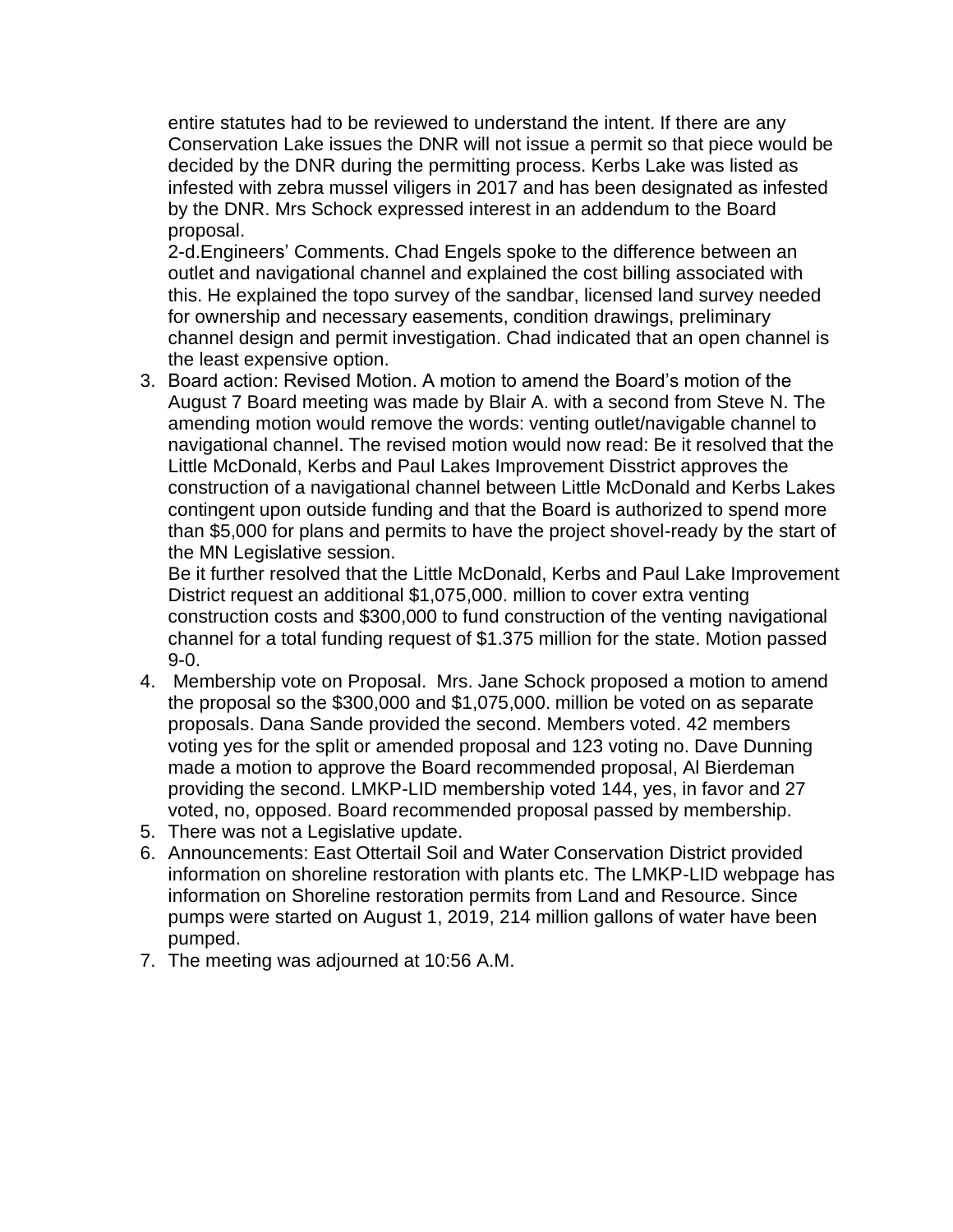entire statutes had to be reviewed to understand the intent. If there are any Conservation Lake issues the DNR will not issue a permit so that piece would be decided by the DNR during the permitting process. Kerbs Lake was listed as infested with zebra mussel viligers in 2017 and has been designated as infested by the DNR. Mrs Schock expressed interest in an addendum to the Board proposal.

2-d.Engineers' Comments. Chad Engels spoke to the difference between an outlet and navigational channel and explained the cost billing associated with this. He explained the topo survey of the sandbar, licensed land survey needed for ownership and necessary easements, condition drawings, preliminary channel design and permit investigation. Chad indicated that an open channel is the least expensive option.

3. Board action: Revised Motion. A motion to amend the Board's motion of the August 7 Board meeting was made by Blair A. with a second from Steve N. The amending motion would remove the words: venting outlet/navigable channel to navigational channel. The revised motion would now read: Be it resolved that the Little McDonald, Kerbs and Paul Lakes Improvement Disstrict approves the construction of a navigational channel between Little McDonald and Kerbs Lakes contingent upon outside funding and that the Board is authorized to spend more than $5,000 for plans and permits to have the project shovel-ready by the start of the MN Legislative session.

   Be it further resolved that the Little McDonald, Kerbs and Paul Lake Improvement District request an additional $1,075,000. million to cover extra venting construction costs and $300,000 to fund construction of the venting navigational channel for a total funding request of $1.375 million for the state. Motion passed 9-0.
4. Membership vote on Proposal. Mrs. Jane Schock proposed a motion to amend the proposal so the $300,000 and $1,075,000. million be voted on as separate proposals. Dana Sande provided the second. Members voted. 42 members voting yes for the split or amended proposal and 123 voting no. Dave Dunning made a motion to approve the Board recommended proposal, Al Bierdeman providing the second. LMKP-LID membership voted 144, yes, in favor and 27 voted, no, opposed. Board recommended proposal passed by membership.
5. There was not a Legislative update.
6. Announcements: East Ottertail Soil and Water Conservation District provided information on shoreline restoration with plants etc. The LMKP-LID webpage has information on Shoreline restoration permits from Land and Resource. Since pumps were started on August 1, 2019, 214 million gallons of water have been pumped.
7. The meeting was adjourned at 10:56 A.M.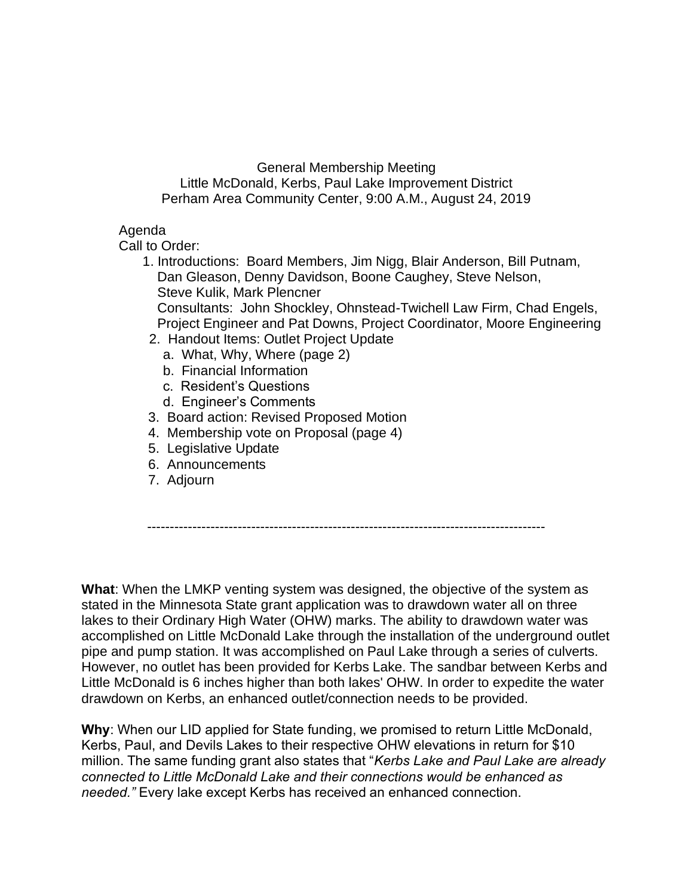General Membership Meeting
Little McDonald, Kerbs, Paul Lake Improvement District
Perham Area Community Center, 9:00 A.M., August 24, 2019

Agenda

Call to Order:

1. Introductions: Board Members, Jim Nigg, Blair Anderson, Bill Putnam, Dan Gleason, Denny Davidson, Boone Caughey, Steve Nelson, Steve Kulik, Mark Plencner
   Consultants: John Shockley, Ohnstead-Twichell Law Firm, Chad Engels, Project Engineer and Pat Downs, Project Coordinator, Moore Engineering
2. Handout Items: Outlet Project Update
   a. What, Why, Where (page 2)
   b. Financial Information
   c. Resident's Questions
   d. Engineer's Comments
3. Board action: Revised Proposed Motion
4. Membership vote on Proposal (page 4)
5. Legislative Update
6. Announcements
7. Adjourn

---

**What**: When the LMKP venting system was designed, the objective of the system as stated in the Minnesota State grant application was to drawdown water all on three lakes to their Ordinary High Water (OHW) marks. The ability to drawdown water was accomplished on Little McDonald Lake through the installation of the underground outlet pipe and pump station. It was accomplished on Paul Lake through a series of culverts. However, no outlet has been provided for Kerbs Lake. The sandbar between Kerbs and Little McDonald is 6 inches higher than both lakes' OHW. In order to expedite the water drawdown on Kerbs, an enhanced outlet/connection needs to be provided.

**Why**: When our LID applied for State funding, we promised to return Little McDonald, Kerbs, Paul, and Devils Lakes to their respective OHW elevations in return for $10 million. The same funding grant also states that "*Kerbs Lake and Paul Lake are already connected to Little McDonald Lake and their connections would be enhanced as needed.*" Every lake except Kerbs has received an enhanced connection.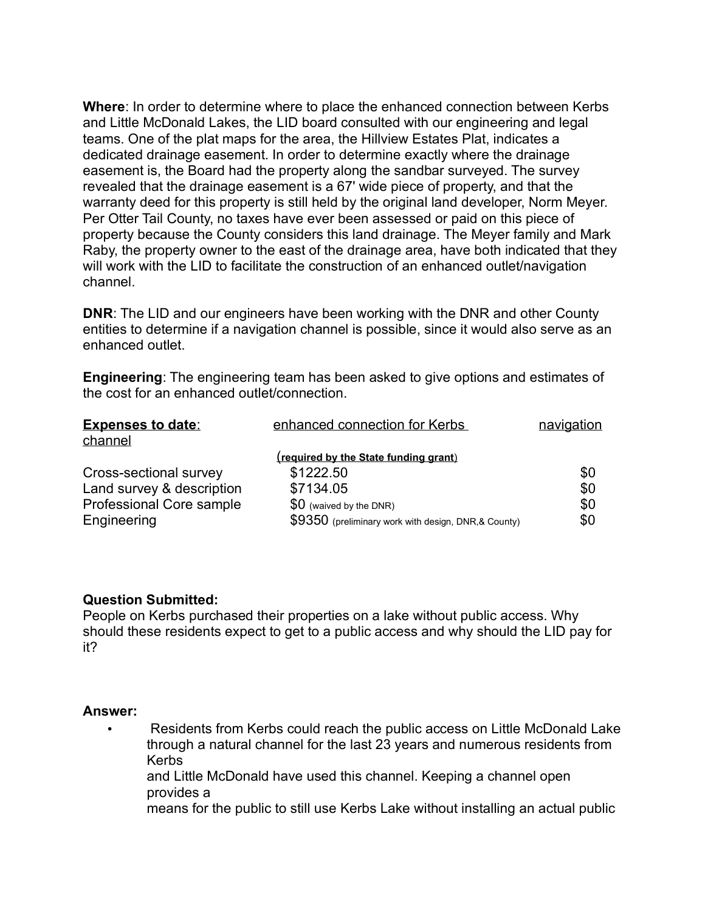**Where**: In order to determine where to place the enhanced connection between Kerbs and Little McDonald Lakes, the LID board consulted with our engineering and legal teams. One of the plat maps for the area, the Hillview Estates Plat, indicates a dedicated drainage easement. In order to determine exactly where the drainage easement is, the Board had the property along the sandbar surveyed. The survey revealed that the drainage easement is a 67' wide piece of property, and that the warranty deed for this property is still held by the original land developer, Norm Meyer. Per Otter Tail County, no taxes have ever been assessed or paid on this piece of property because the County considers this land drainage. The Meyer family and Mark Raby, the property owner to the east of the drainage area, have both indicated that they will work with the LID to facilitate the construction of an enhanced outlet/navigation channel.

**DNR**: The LID and our engineers have been working with the DNR and other County entities to determine if a navigation channel is possible, since it would also serve as an enhanced outlet.

**Engineering**: The engineering team has been asked to give options and estimates of the cost for an enhanced outlet/connection.

| **Expenses to date**: | enhanced connection for Kerbs (**required by the State funding grant**) | navigation channel |
|---|---|---|
| Cross-sectional survey | $1222.50 | $0 |
| Land survey & description | $7134.05 | $0 |
| Professional Core sample | $0 (waived by the DNR) | $0 |
| Engineering | $9350 (preliminary work with design, DNR,& County) | $0 |

**Question Submitted:**

People on Kerbs purchased their properties on a lake without public access. Why should these residents expect to get to a public access and why should the LID pay for it?

**Answer:**

- Residents from Kerbs could reach the public access on Little McDonald Lake through a natural channel for the last 23 years and numerous residents from Kerbs and Little McDonald have used this channel. Keeping a channel open provides a means for the public to still use Kerbs Lake without installing an actual public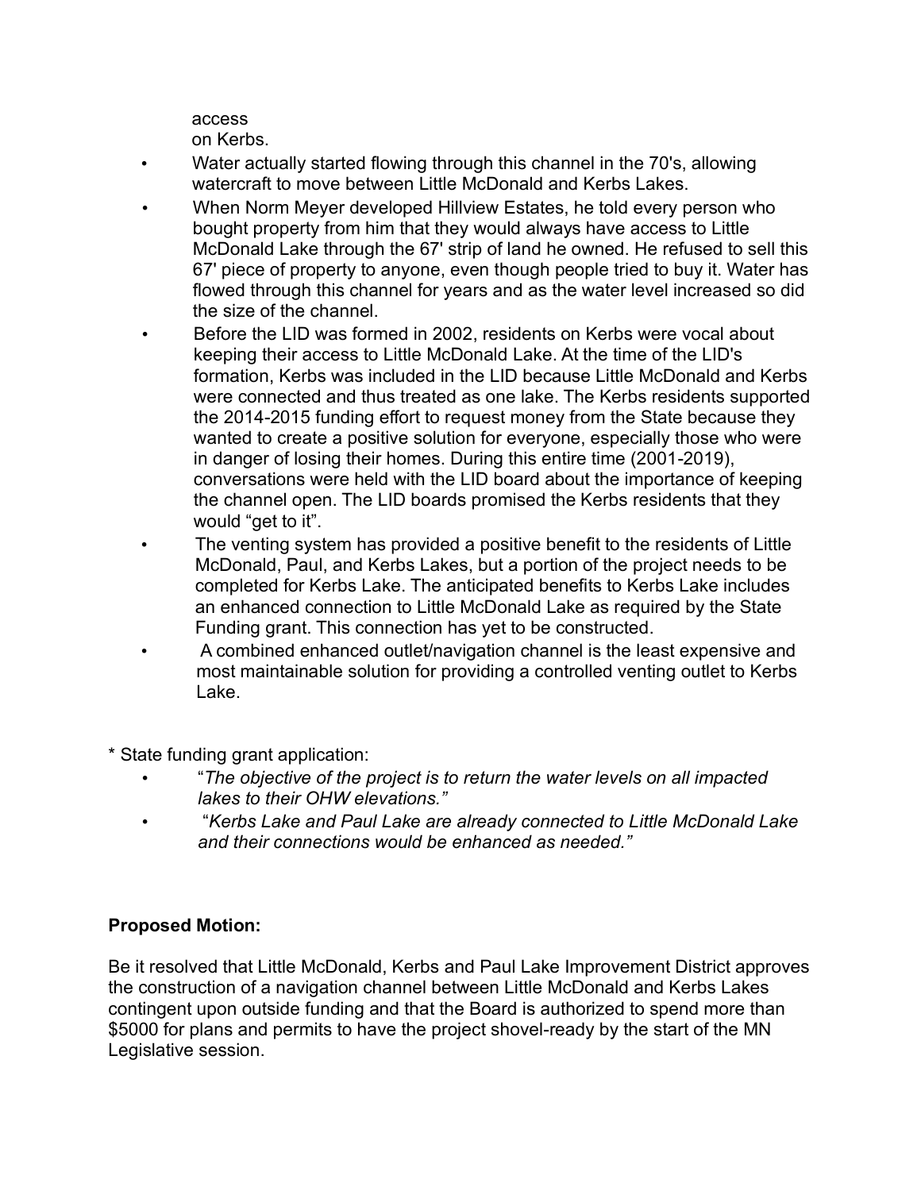access
on Kerbs.

- Water actually started flowing through this channel in the 70's, allowing watercraft to move between Little McDonald and Kerbs Lakes.
- When Norm Meyer developed Hillview Estates, he told every person who bought property from him that they would always have access to Little McDonald Lake through the 67' strip of land he owned. He refused to sell this 67' piece of property to anyone, even though people tried to buy it. Water has flowed through this channel for years and as the water level increased so did the size of the channel.
- Before the LID was formed in 2002, residents on Kerbs were vocal about keeping their access to Little McDonald Lake. At the time of the LID's formation, Kerbs was included in the LID because Little McDonald and Kerbs were connected and thus treated as one lake. The Kerbs residents supported the 2014-2015 funding effort to request money from the State because they wanted to create a positive solution for everyone, especially those who were in danger of losing their homes. During this entire time (2001-2019), conversations were held with the LID board about the importance of keeping the channel open. The LID boards promised the Kerbs residents that they would "get to it".
- The venting system has provided a positive benefit to the residents of Little McDonald, Paul, and Kerbs Lakes, but a portion of the project needs to be completed for Kerbs Lake. The anticipated benefits to Kerbs Lake includes an enhanced connection to Little McDonald Lake as required by the State Funding grant. This connection has yet to be constructed.
- A combined enhanced outlet/navigation channel is the least expensive and most maintainable solution for providing a controlled venting outlet to Kerbs Lake.

* State funding grant application:
  - "*The objective of the project is to return the water levels on all impacted lakes to their OHW elevations.*"
  - "*Kerbs Lake and Paul Lake are already connected to Little McDonald Lake and their connections would be enhanced as needed.*"

**Proposed Motion:**

Be it resolved that Little McDonald, Kerbs and Paul Lake Improvement District approves the construction of a navigation channel between Little McDonald and Kerbs Lakes contingent upon outside funding and that the Board is authorized to spend more than $5000 for plans and permits to have the project shovel-ready by the start of the MN Legislative session.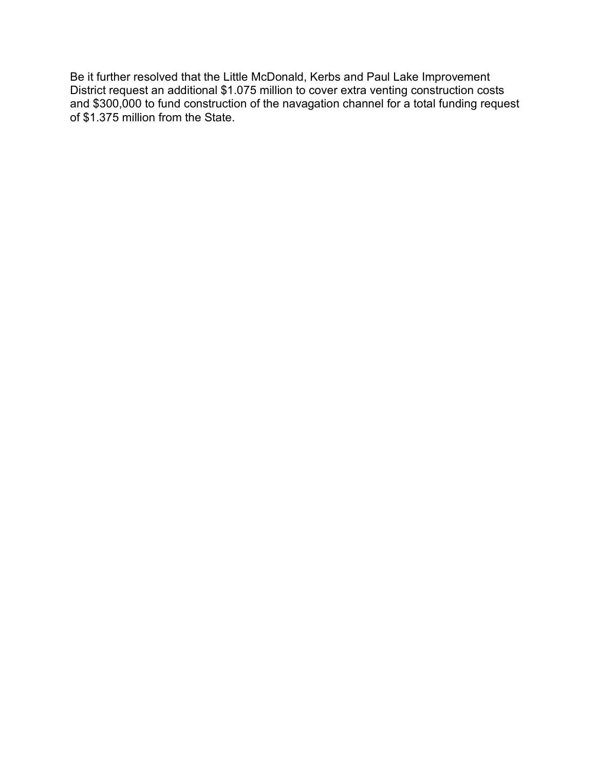Be it further resolved that the Little McDonald, Kerbs and Paul Lake Improvement District request an additional $1.075 million to cover extra venting construction costs and $300,000 to fund construction of the navagation channel for a total funding request of $1.375 million from the State.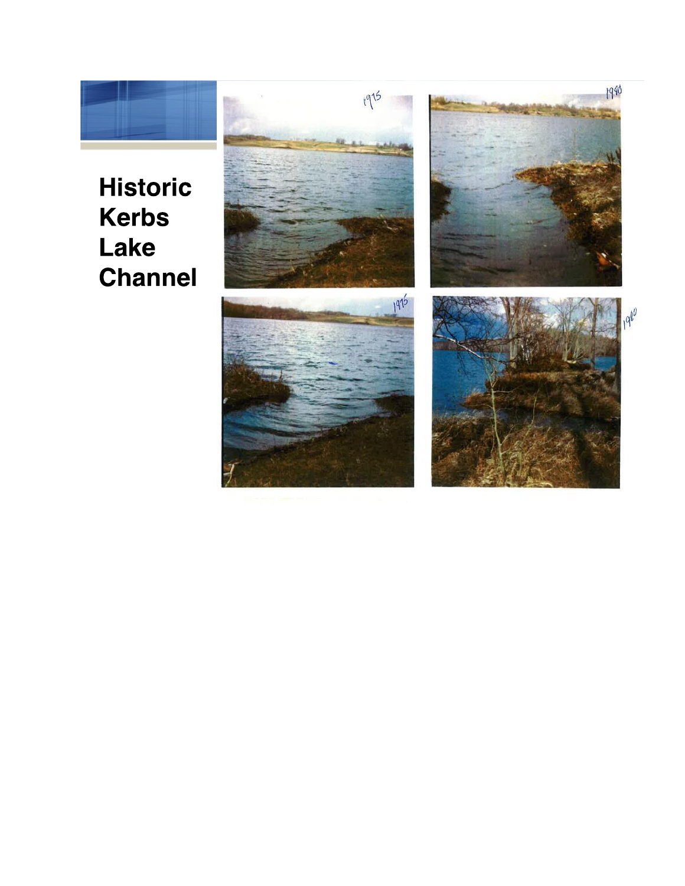# Historic Kerbs Lake Channel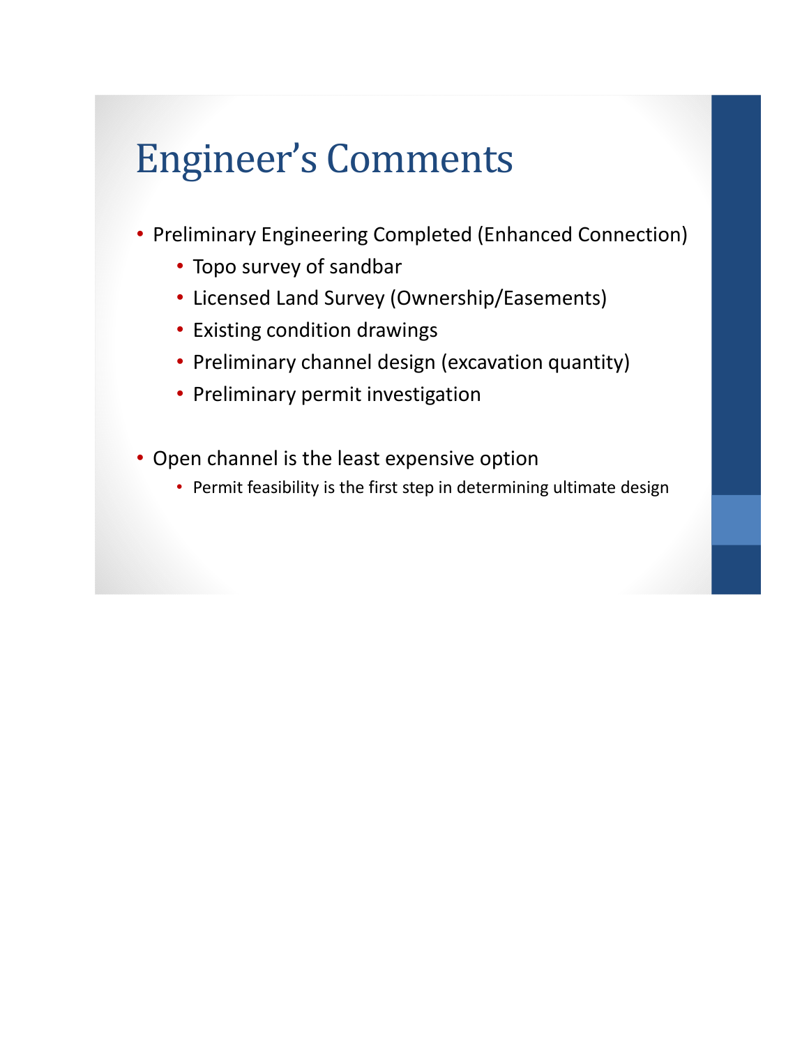# Engineer's Comments

- Preliminary Engineering Completed (Enhanced Connection)
  - Topo survey of sandbar
  - Licensed Land Survey (Ownership/Easements)
  - Existing condition drawings
  - Preliminary channel design (excavation quantity)
  - Preliminary permit investigation

- Open channel is the least expensive option
  - Permit feasibility is the first step in determining ultimate design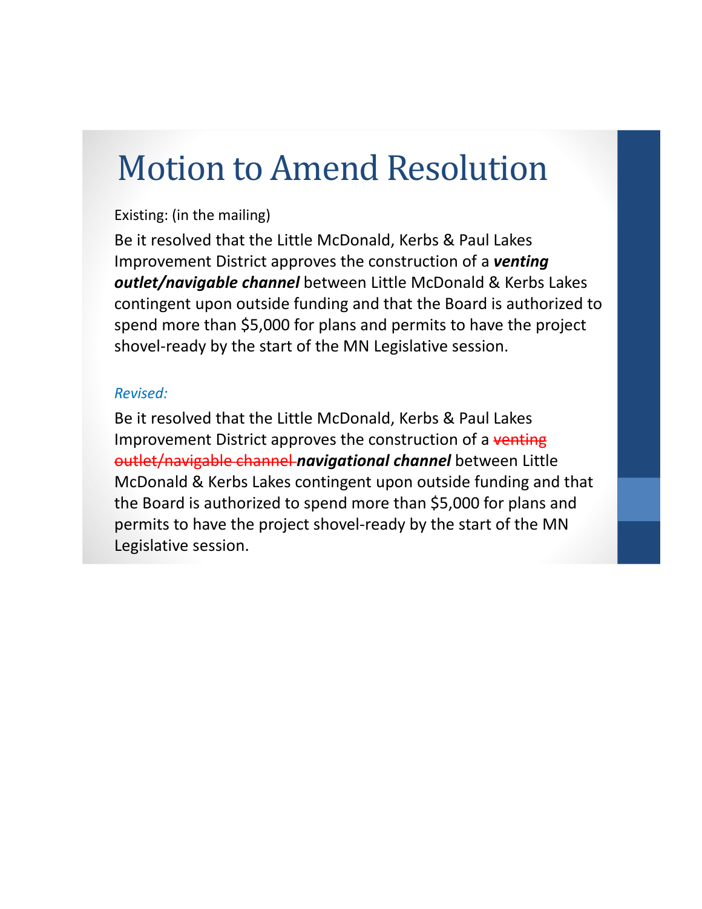# Motion to Amend Resolution

Existing: (in the mailing)

Be it resolved that the Little McDonald, Kerbs & Paul Lakes Improvement District approves the construction of a ***venting outlet/navigable channel*** between Little McDonald & Kerbs Lakes contingent upon outside funding and that the Board is authorized to spend more than $5,000 for plans and permits to have the project shovel-ready by the start of the MN Legislative session.

*Revised:*

Be it resolved that the Little McDonald, Kerbs & Paul Lakes Improvement District approves the construction of a ~~venting outlet/navigable channel~~ ***navigational channel*** between Little McDonald & Kerbs Lakes contingent upon outside funding and that the Board is authorized to spend more than $5,000 for plans and permits to have the project shovel-ready by the start of the MN Legislative session.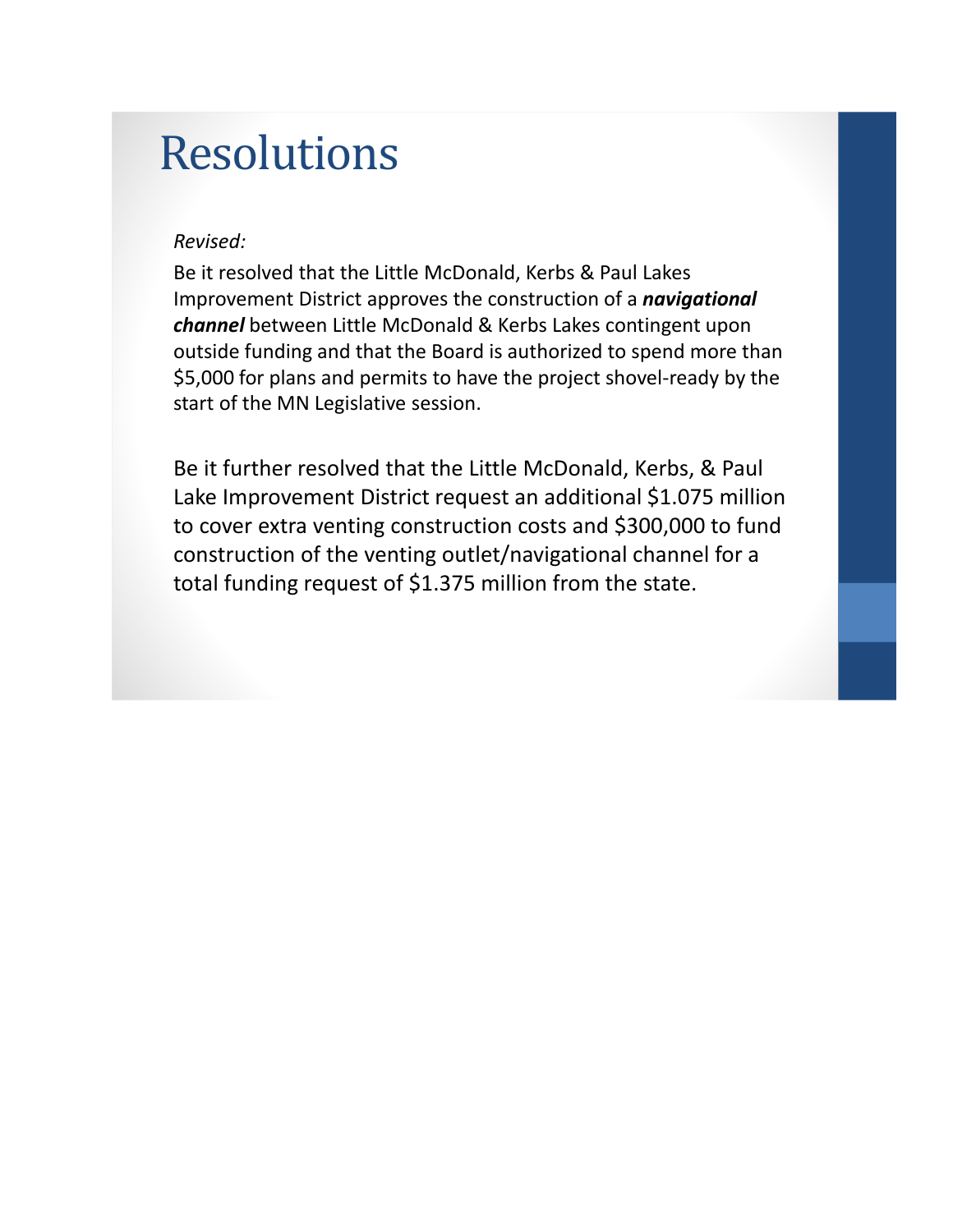# Resolutions

*Revised:*

Be it resolved that the Little McDonald, Kerbs & Paul Lakes Improvement District approves the construction of a ***navigational channel*** between Little McDonald & Kerbs Lakes contingent upon outside funding and that the Board is authorized to spend more than $5,000 for plans and permits to have the project shovel-ready by the start of the MN Legislative session.

Be it further resolved that the Little McDonald, Kerbs, & Paul Lake Improvement District request an additional $1.075 million to cover extra venting construction costs and $300,000 to fund construction of the venting outlet/navigational channel for a total funding request of $1.375 million from the state.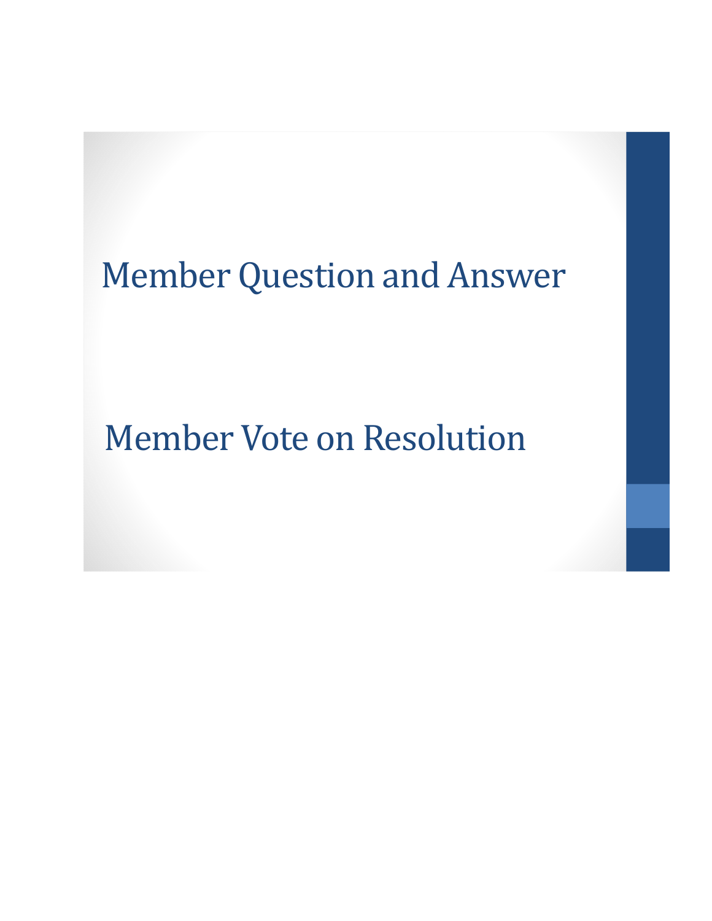# Member Question and Answer

# Member Vote on Resolution